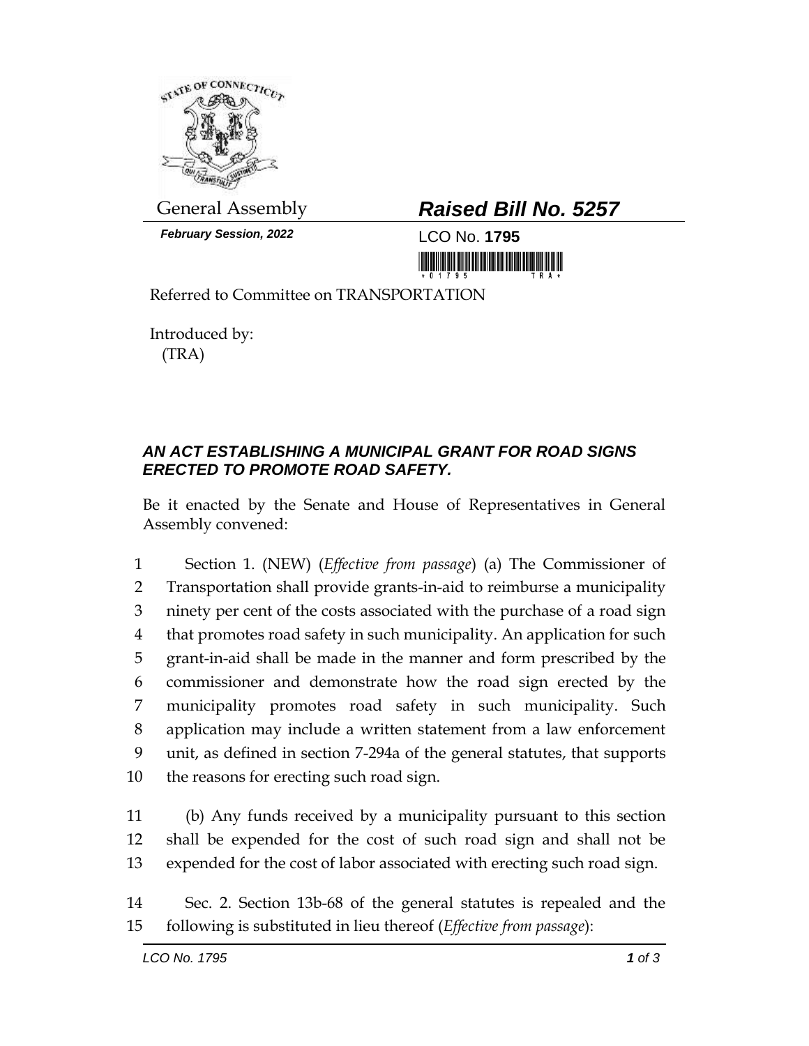General Assembly

***February Session, 2022***

## ***Raised Bill No. 5257***

LCO No. **1795**

Referred to Committee on TRANSPORTATION

Introduced by:
(TRA)

### ***AN ACT ESTABLISHING A MUNICIPAL GRANT FOR ROAD SIGNS ERECTED TO PROMOTE ROAD SAFETY.***

Be it enacted by the Senate and House of Representatives in General Assembly convened:

1 Section 1. (NEW) (*Effective from passage*) (a) The Commissioner of
2 Transportation shall provide grants-in-aid to reimburse a municipality
3 ninety per cent of the costs associated with the purchase of a road sign
4 that promotes road safety in such municipality. An application for such
5 grant-in-aid shall be made in the manner and form prescribed by the
6 commissioner and demonstrate how the road sign erected by the
7 municipality promotes road safety in such municipality. Such
8 application may include a written statement from a law enforcement
9 unit, as defined in section 7-294a of the general statutes, that supports
10 the reasons for erecting such road sign.

11 (b) Any funds received by a municipality pursuant to this section
12 shall be expended for the cost of such road sign and shall not be
13 expended for the cost of labor associated with erecting such road sign.

14 Sec. 2. Section 13b-68 of the general statutes is repealed and the
15 following is substituted in lieu thereof (*Effective from passage*):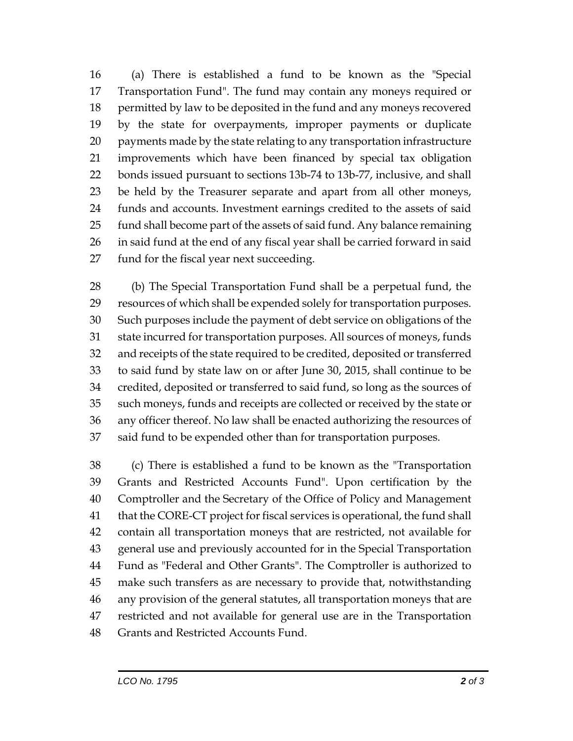(a) There is established a fund to be known as the "Special Transportation Fund". The fund may contain any moneys required or permitted by law to be deposited in the fund and any moneys recovered by the state for overpayments, improper payments or duplicate payments made by the state relating to any transportation infrastructure improvements which have been financed by special tax obligation bonds issued pursuant to sections 13b-74 to 13b-77, inclusive, and shall be held by the Treasurer separate and apart from all other moneys, funds and accounts. Investment earnings credited to the assets of said fund shall become part of the assets of said fund. Any balance remaining in said fund at the end of any fiscal year shall be carried forward in said fund for the fiscal year next succeeding.

(b) The Special Transportation Fund shall be a perpetual fund, the resources of which shall be expended solely for transportation purposes. Such purposes include the payment of debt service on obligations of the state incurred for transportation purposes. All sources of moneys, funds and receipts of the state required to be credited, deposited or transferred to said fund by state law on or after June 30, 2015, shall continue to be credited, deposited or transferred to said fund, so long as the sources of such moneys, funds and receipts are collected or received by the state or any officer thereof. No law shall be enacted authorizing the resources of said fund to be expended other than for transportation purposes.

(c) There is established a fund to be known as the "Transportation Grants and Restricted Accounts Fund". Upon certification by the Comptroller and the Secretary of the Office of Policy and Management that the CORE-CT project for fiscal services is operational, the fund shall contain all transportation moneys that are restricted, not available for general use and previously accounted for in the Special Transportation Fund as "Federal and Other Grants". The Comptroller is authorized to make such transfers as are necessary to provide that, notwithstanding any provision of the general statutes, all transportation moneys that are restricted and not available for general use are in the Transportation Grants and Restricted Accounts Fund.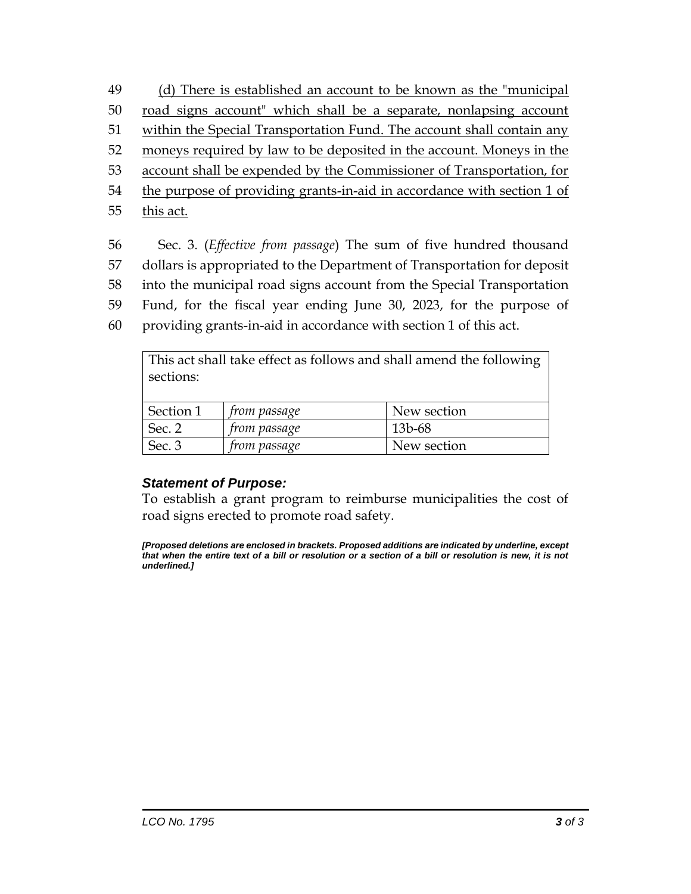(d) There is established an account to be known as the "municipal road signs account" which shall be a separate, nonlapsing account within the Special Transportation Fund. The account shall contain any moneys required by law to be deposited in the account. Moneys in the account shall be expended by the Commissioner of Transportation, for the purpose of providing grants-in-aid in accordance with section 1 of this act.

Sec. 3. (*Effective from passage*) The sum of five hundred thousand dollars is appropriated to the Department of Transportation for deposit into the municipal road signs account from the Special Transportation Fund, for the fiscal year ending June 30, 2023, for the purpose of providing grants-in-aid in accordance with section 1 of this act.

| This act shall take effect as follows and shall amend the following sections: | | |
|---|---|---|
| Section 1 | *from passage* | New section |
| Sec. 2 | *from passage* | 13b-68 |
| Sec. 3 | *from passage* | New section |

***Statement of Purpose:***

To establish a grant program to reimburse municipalities the cost of road signs erected to promote road safety.

***[Proposed deletions are enclosed in brackets. Proposed additions are indicated by underline, except that when the entire text of a bill or resolution or a section of a bill or resolution is new, it is not underlined.]***